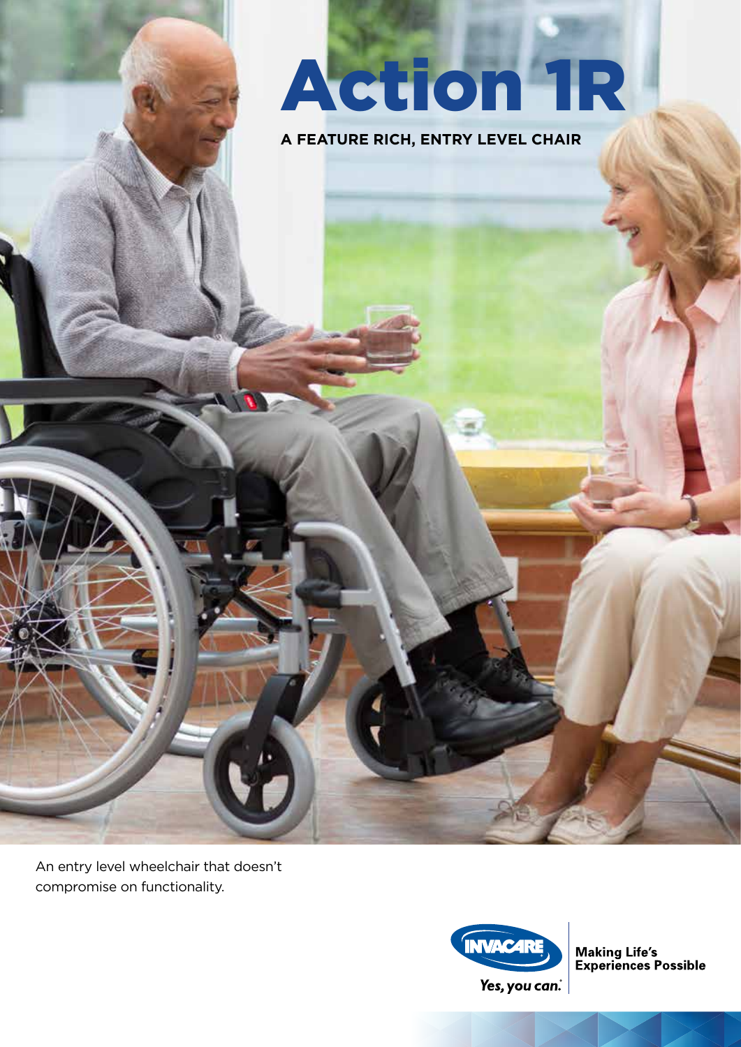# Action 1R

**A FEATURE RICH, ENTRY LEVEL CHAIR**

An entry level wheelchair that doesn't compromise on functionality.

INVACARE

*Yes, you can.*

**Making Life's Experiences Possible**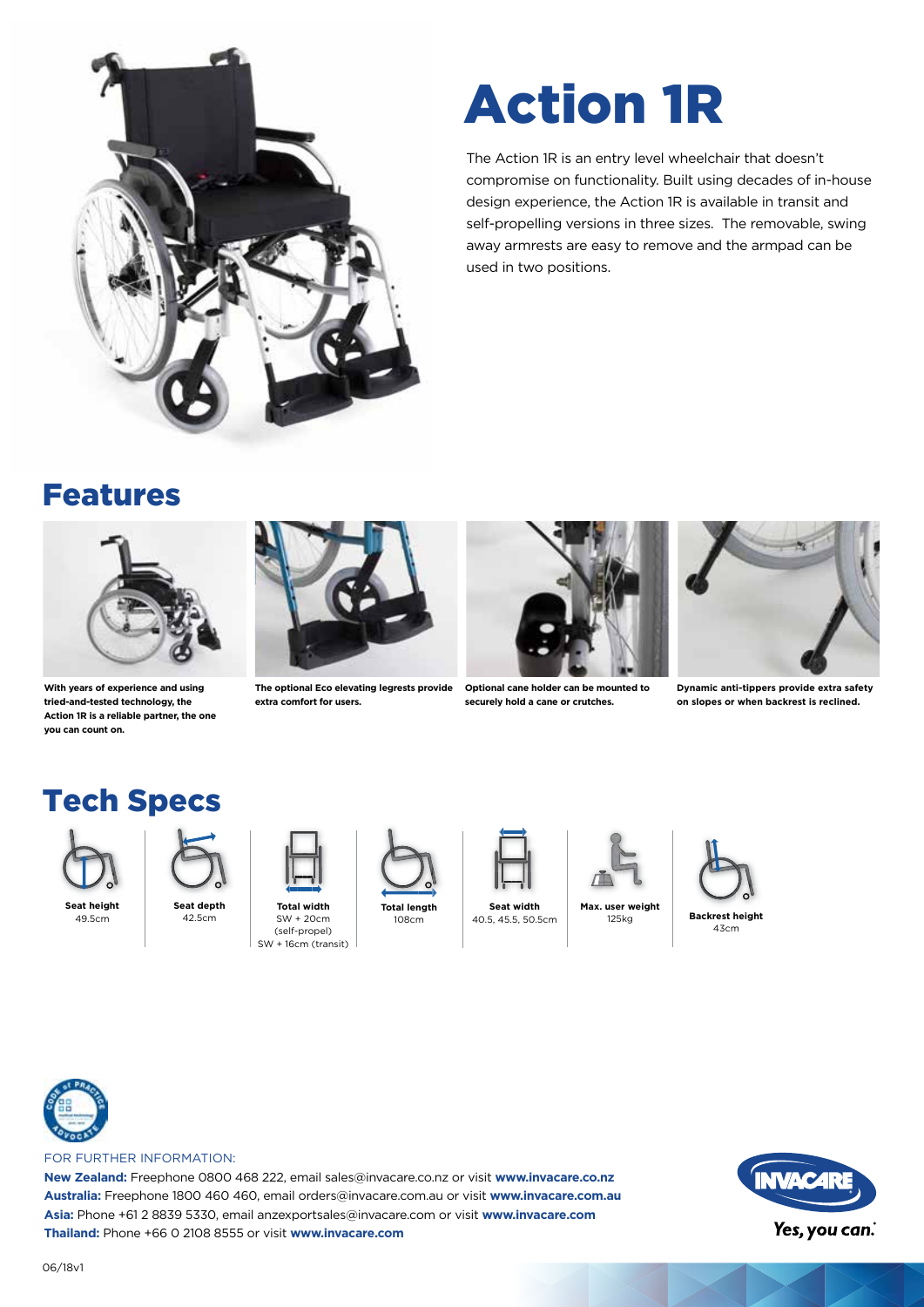# Action 1R

The Action 1R is an entry level wheelchair that doesn't compromise on functionality. Built using decades of in-house design experience, the Action 1R is available in transit and self-propelling versions in three sizes. The removable, swing away armrests are easy to remove and the armpad can be used in two positions.

## Features

**With years of experience and using tried-and-tested technology, the Action 1R is a reliable partner, the one you can count on.**

**The optional Eco elevating legrests provide extra comfort for users.**

**Optional cane holder can be mounted to securely hold a cane or crutches.**

**Dynamic anti-tippers provide extra safety on slopes or when backrest is reclined.**

## Tech Specs

| Seat height | Seat depth | Total width | Total length | Seat width | Max. user weight | Backrest height |
|---|---|---|---|---|---|---|
| 49.5cm | 42.5cm | SW + 20cm (self-propel) SW + 16cm (transit) | 108cm | 40.5, 45.5, 50.5cm | 125kg | 43cm |

FOR FURTHER INFORMATION:

**New Zealand:** Freephone 0800 468 222, email sales@invacare.co.nz or visit **www.invacare.co.nz**
**Australia:** Freephone 1800 460 460, email orders@invacare.com.au or visit **www.invacare.com.au**
**Asia:** Phone +61 2 8839 5330, email anzexportsales@invacare.com or visit **www.invacare.com**
**Thailand:** Phone +66 0 2108 8555 or visit **www.invacare.com**

Yes, you can.

06/18v1